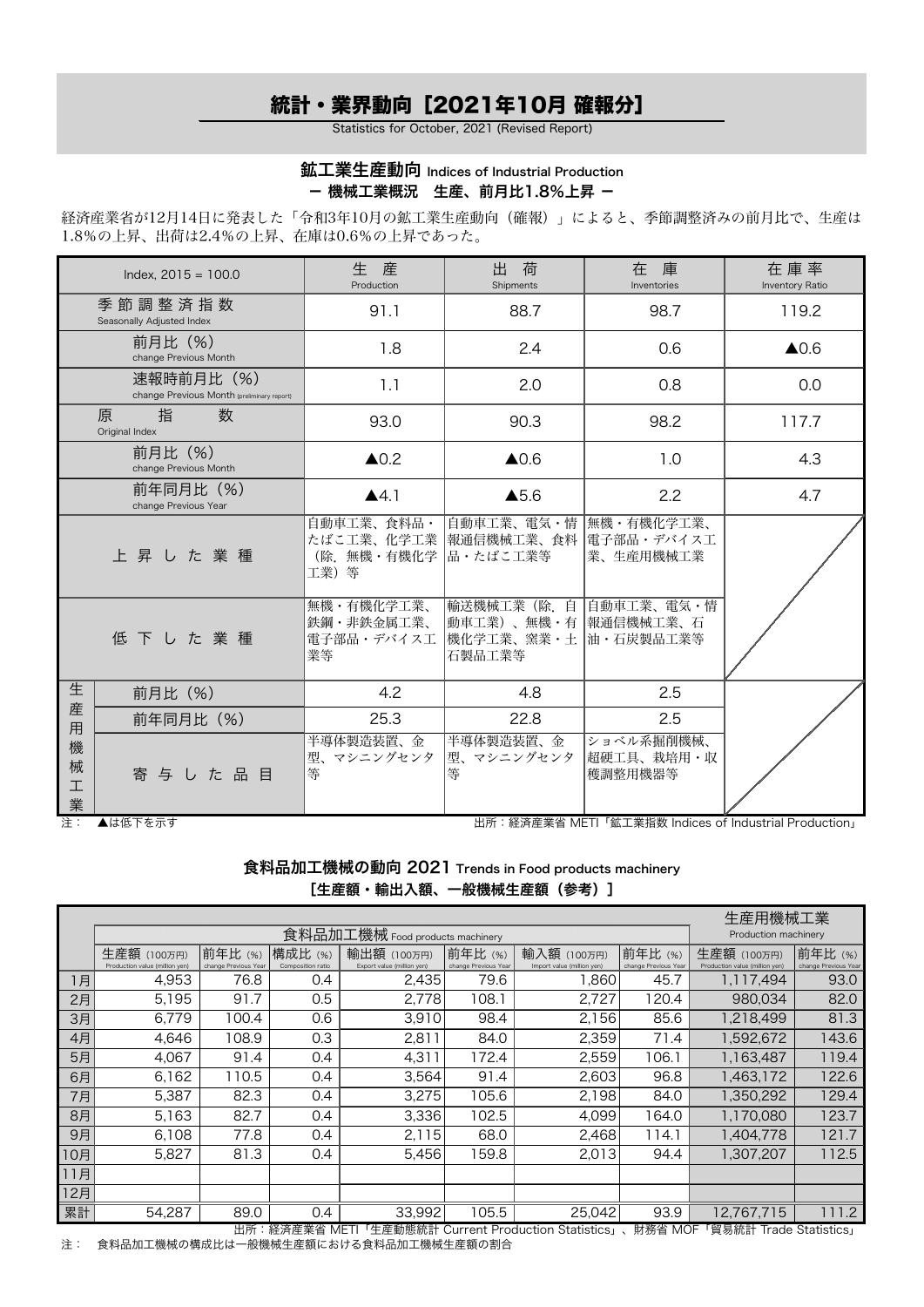# 統計・業界動向［2021年10月 確報分］

Statistics for October, 2021 (Revised Report)

## 鉱工業生産動向 Indices of Industrial Production

### ー 機械工業概況　生産、前月比1.8%上昇 ー

経済産業省が12月14日に発表した「令和3年10月の鉱工業生産動向（確報）」によると、季節調整済みの前月比で、生産は1.8%の上昇、出荷は2.4%の上昇、在庫は0.6%の上昇であった。

| Index, 2015 = 100.0 | | 生　産 Production | 出　荷 Shipments | 在　庫 Inventories | 在庫率 Inventory Ratio |
|---|---|---|---|---|---|
| 季節調整済指数 Seasonally Adjusted Index | | 91.1 | 88.7 | 98.7 | 119.2 |
| 前月比（%） change Previous Month | | 1.8 | 2.4 | 0.6 | ▲0.6 |
| 速報時前月比（%） change Previous Month (preliminary report) | | 1.1 | 2.0 | 0.8 | 0.0 |
| 原指数 Original Index | | 93.0 | 90.3 | 98.2 | 117.7 |
| 前月比（%） change Previous Month | | ▲0.2 | ▲0.6 | 1.0 | 4.3 |
| 前年同月比（%） change Previous Year | | ▲4.1 | ▲5.6 | 2.2 | 4.7 |
| 上昇した業種 | | 自動車工業、食料品・たばこ工業、化学工業（除．無機・有機化学工業）等 | 自動車工業、電気・情報通信機械工業、食料品・たばこ工業等 | 無機・有機化学工業、電子部品・デバイス工業、生産用機械工業 | |
| 低下した業種 | | 無機・有機化学工業、鉄鋼・非鉄金属工業、電子部品・デバイス工業等 | 輸送機械工業（除．自動車工業）、無機・有機化学工業、窯業・土石製品工業等 | 自動車工業、電気・情報通信機械工業、石油・石炭製品工業等 | |
| 生産用機械工業 | 前月比（%） | 4.2 | 4.8 | 2.5 | |
| | 前年同月比（%） | 25.3 | 22.8 | 2.5 | |
| | 寄与した品目 | 半導体製造装置、金型、マシニングセンタ等 | 半導体製造装置、金型、マシニングセンタ等 | ショベル系掘削機械、超硬工具、栽培用・収穫調整用機器等 | |

注：　▲は低下を示す

出所：経済産業省 METI「鉱工業指数 Indices of Industrial Production」

## 食料品加工機械の動向 2021 Trends in Food products machinery

### ［生産額・輸出入額、一般機械生産額（参考）］

| | 食料品加工機械 Food products machinery | | | | | | | 生産用機械工業 Production machinery | |
|---|---|---|---|---|---|---|---|---|---|
| | 生産額（100万円） Production value (million yen) | 前年比（%） change Previous Year | 構成比（%） Composition ratio | 輸出額（100万円） Export value (million yen) | 前年比（%） change Previous Year | 輸入額（100万円） Import value (million yen) | 前年比（%） change Previous Year | 生産額（100万円） Production value (million yen) | 前年比（%） change Previous Year |
| 1月 | 4,953 | 76.8 | 0.4 | 2,435 | 79.6 | 1,860 | 45.7 | 1,117,494 | 93.0 |
| 2月 | 5,195 | 91.7 | 0.5 | 2,778 | 108.1 | 2,727 | 120.4 | 980,034 | 82.0 |
| 3月 | 6,779 | 100.4 | 0.6 | 3,910 | 98.4 | 2,156 | 85.6 | 1,218,499 | 81.3 |
| 4月 | 4,646 | 108.9 | 0.3 | 2,811 | 84.0 | 2,359 | 71.4 | 1,592,672 | 143.6 |
| 5月 | 4,067 | 91.4 | 0.4 | 4,311 | 172.4 | 2,559 | 106.1 | 1,163,487 | 119.4 |
| 6月 | 6,162 | 110.5 | 0.4 | 3,564 | 91.4 | 2,603 | 96.8 | 1,463,172 | 122.6 |
| 7月 | 5,387 | 82.3 | 0.4 | 3,275 | 105.6 | 2,198 | 84.0 | 1,350,292 | 129.4 |
| 8月 | 5,163 | 82.7 | 0.4 | 3,336 | 102.5 | 4,099 | 164.0 | 1,170,080 | 123.7 |
| 9月 | 6,108 | 77.8 | 0.4 | 2,115 | 68.0 | 2,468 | 114.1 | 1,404,778 | 121.7 |
| 10月 | 5,827 | 81.3 | 0.4 | 5,456 | 159.8 | 2,013 | 94.4 | 1,307,207 | 112.5 |
| 11月 | | | | | | | | | |
| 12月 | | | | | | | | | |
| 累計 | 54,287 | 89.0 | 0.4 | 33,992 | 105.5 | 25,042 | 93.9 | 12,767,715 | 111.2 |

出所：経済産業省 METI「生産動態統計 Current Production Statistics」、財務省 MOF「貿易統計 Trade Statistics」

注：　食料品加工機械の構成比は一般機械生産額における食料品加工機械生産額の割合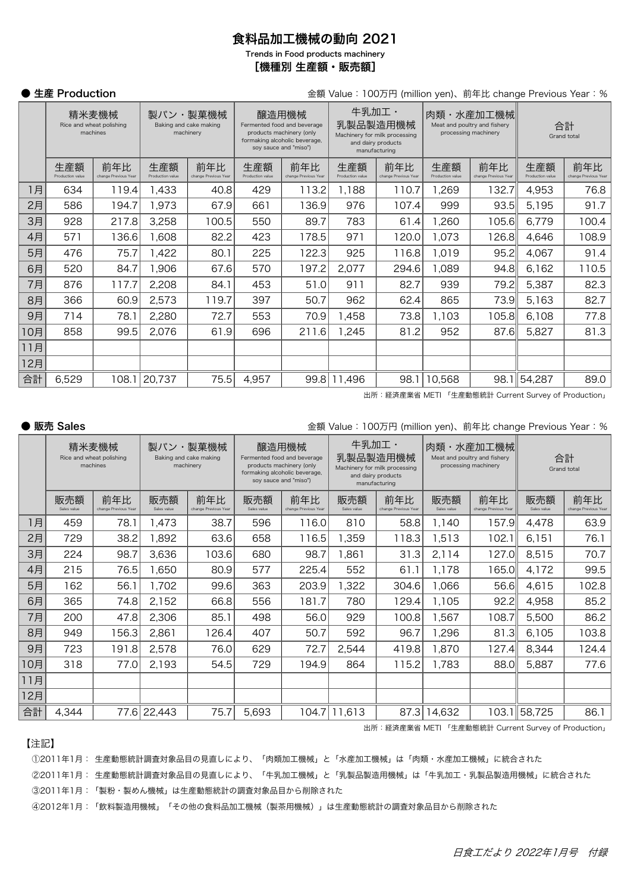# 食料品加工機械の動向 2021

Trends in Food products machinery

［機種別 生産額・販売額］

**● 生産 Production**

金額 Value：100万円 (million yen)、前年比 change Previous Year：%

| | 精米麦機械 Rice and wheat polishing machines | | 製パン・製菓機械 Baking and cake making machinery | | 醸造用機械 Fermented food and beverage products machinery (only formaking alcoholic beverage, soy sauce and "miso") | | 牛乳加工・乳製品製造用機械 Machinery for milk processing and dairy products manufacturing | | 肉類・水産加工機械 Meat and poultry and fishery processing machinery | | 合計 Grand total | |
|---|---|---|---|---|---|---|---|---|---|---|---|---|
| | 生産額 Production value | 前年比 change Previous Year | 生産額 Production value | 前年比 change Previous Year | 生産額 Production value | 前年比 change Previous Year | 生産額 Production value | 前年比 change Previous Year | 生産額 Production value | 前年比 change Previous Year | 生産額 Production value | 前年比 change Previous Year |
| 1月 | 634 | 119.4 | 1,433 | 40.8 | 429 | 113.2 | 1,188 | 110.7 | 1,269 | 132.7 | 4,953 | 76.8 |
| 2月 | 586 | 194.7 | 1,973 | 67.9 | 661 | 136.9 | 976 | 107.4 | 999 | 93.5 | 5,195 | 91.7 |
| 3月 | 928 | 217.8 | 3,258 | 100.5 | 550 | 89.7 | 783 | 61.4 | 1,260 | 105.6 | 6,779 | 100.4 |
| 4月 | 571 | 136.6 | 1,608 | 82.2 | 423 | 178.5 | 971 | 120.0 | 1,073 | 126.8 | 4,646 | 108.9 |
| 5月 | 476 | 75.7 | 1,422 | 80.1 | 225 | 122.3 | 925 | 116.8 | 1,019 | 95.2 | 4,067 | 91.4 |
| 6月 | 520 | 84.7 | 1,906 | 67.6 | 570 | 197.2 | 2,077 | 294.6 | 1,089 | 94.8 | 6,162 | 110.5 |
| 7月 | 876 | 117.7 | 2,208 | 84.1 | 453 | 51.0 | 911 | 82.7 | 939 | 79.2 | 5,387 | 82.3 |
| 8月 | 366 | 60.9 | 2,573 | 119.7 | 397 | 50.7 | 962 | 62.4 | 865 | 73.9 | 5,163 | 82.7 |
| 9月 | 714 | 78.1 | 2,280 | 72.7 | 553 | 70.9 | 1,458 | 73.8 | 1,103 | 105.8 | 6,108 | 77.8 |
| 10月 | 858 | 99.5 | 2,076 | 61.9 | 696 | 211.6 | 1,245 | 81.2 | 952 | 87.6 | 5,827 | 81.3 |
| 11月 | | | | | | | | | | | | |
| 12月 | | | | | | | | | | | | |
| 合計 | 6,529 | 108.1 | 20,737 | 75.5 | 4,957 | 99.8 | 11,496 | 98.1 | 10,568 | 98.1 | 54,287 | 89.0 |

出所：経済産業省 METI 「生産動態統計 Current Survey of Production」

**● 販売 Sales**

金額 Value：100万円 (million yen)、前年比 change Previous Year：%

| | 精米麦機械 Rice and wheat polishing machines | | 製パン・製菓機械 Baking and cake making machinery | | 醸造用機械 Fermented food and beverage products machinery (only formaking alcoholic beverage, soy sauce and "miso") | | 牛乳加工・乳製品製造用機械 Machinery for milk processing and dairy products manufacturing | | 肉類・水産加工機械 Meat and poultry and fishery processing machinery | | 合計 Grand total | |
|---|---|---|---|---|---|---|---|---|---|---|---|---|
| | 販売額 Sales value | 前年比 change Previous Year | 販売額 Sales value | 前年比 change Previous Year | 販売額 Sales value | 前年比 change Previous Year | 販売額 Sales value | 前年比 change Previous Year | 販売額 Sales value | 前年比 change Previous Year | 販売額 Sales value | 前年比 change Previous Year |
| 1月 | 459 | 78.1 | 1,473 | 38.7 | 596 | 116.0 | 810 | 58.8 | 1,140 | 157.9 | 4,478 | 63.9 |
| 2月 | 729 | 38.2 | 1,892 | 63.6 | 658 | 116.5 | 1,359 | 118.3 | 1,513 | 102.1 | 6,151 | 76.1 |
| 3月 | 224 | 98.7 | 3,636 | 103.6 | 680 | 98.7 | 1,861 | 31.3 | 2,114 | 127.0 | 8,515 | 70.7 |
| 4月 | 215 | 76.5 | 1,650 | 80.9 | 577 | 225.4 | 552 | 61.1 | 1,178 | 165.0 | 4,172 | 99.5 |
| 5月 | 162 | 56.1 | 1,702 | 99.6 | 363 | 203.9 | 1,322 | 304.6 | 1,066 | 56.6 | 4,615 | 102.8 |
| 6月 | 365 | 74.8 | 2,152 | 66.8 | 556 | 181.7 | 780 | 129.4 | 1,105 | 92.2 | 4,958 | 85.2 |
| 7月 | 200 | 47.8 | 2,306 | 85.1 | 498 | 56.0 | 929 | 100.8 | 1,567 | 108.7 | 5,500 | 86.2 |
| 8月 | 949 | 156.3 | 2,861 | 126.4 | 407 | 50.7 | 592 | 96.7 | 1,296 | 81.3 | 6,105 | 103.8 |
| 9月 | 723 | 191.8 | 2,578 | 76.0 | 629 | 72.7 | 2,544 | 419.8 | 1,870 | 127.4 | 8,344 | 124.4 |
| 10月 | 318 | 77.0 | 2,193 | 54.5 | 729 | 194.9 | 864 | 115.2 | 1,783 | 88.0 | 5,887 | 77.6 |
| 11月 | | | | | | | | | | | | |
| 12月 | | | | | | | | | | | | |
| 合計 | 4,344 | 77.6 | 22,443 | 75.7 | 5,693 | 104.7 | 11,613 | 87.3 | 14,632 | 103.1 | 58,725 | 86.1 |

出所：経済産業省 METI 「生産動態統計 Current Survey of Production」

【注記】

①2011年1月： 生産動態統計調査対象品目の見直しにより、「肉類加工機械」と「水産加工機械」は「肉類・水産加工機械」に統合された

②2011年1月： 生産動態統計調査対象品目の見直しにより、「牛乳加工機械」と「乳製品製造用機械」は「牛乳加工・乳製品製造用機械」に統合された

③2011年1月：「製粉・製めん機械」は生産動態統計の調査対象品目から削除された

④2012年1月：「飲料製造用機械」「その他の食料品加工機械（製茶用機械）」は生産動態統計の調査対象品目から削除された

*日食工だより 2022年1月号　付録*